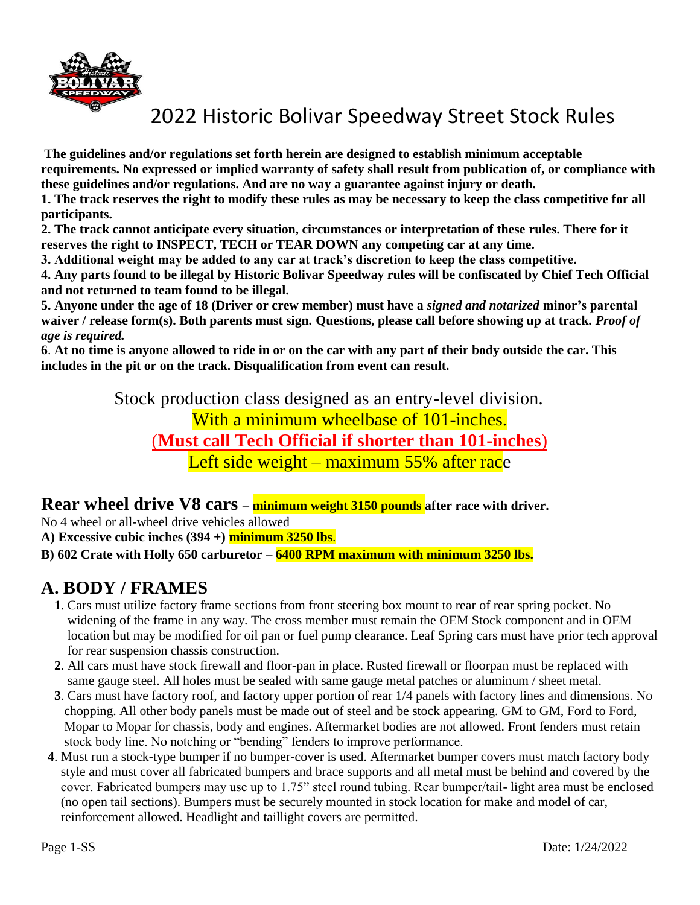# 2022 Historic Bolivar Speedway Street Stock Rules

**The guidelines and/or regulations set forth herein are designed to establish minimum acceptable requirements. No expressed or implied warranty of safety shall result from publication of, or compliance with these guidelines and/or regulations. And are no way a guarantee against injury or death.**

**1. The track reserves the right to modify these rules as may be necessary to keep the class competitive for all participants.**

**2. The track cannot anticipate every situation, circumstances or interpretation of these rules. There for it reserves the right to INSPECT, TECH or TEAR DOWN any competing car at any time.**

**3. Additional weight may be added to any car at track's discretion to keep the class competitive.**

**4. Any parts found to be illegal by Historic Bolivar Speedway rules will be confiscated by Chief Tech Official and not returned to team found to be illegal.**

**5. Anyone under the age of 18 (Driver or crew member) must have a *signed and notarized* minor's parental waiver / release form(s). Both parents must sign. Questions, please call before showing up at track. *Proof of age is required.***

**6. At no time is anyone allowed to ride in or on the car with any part of their body outside the car. This includes in the pit or on the track. Disqualification from event can result.**

Stock production class designed as an entry-level division.

With a minimum wheelbase of 101-inches.

(**Must call Tech Official if shorter than 101-inches**)

Left side weight – maximum 55% after race

## Rear wheel drive V8 cars – **minimum weight 3150 pounds after race with driver.**

No 4 wheel or all-wheel drive vehicles allowed

**A) Excessive cubic inches (394 +) minimum 3250 lbs.**

**B) 602 Crate with Holly 650 carburetor – 6400 RPM maximum with minimum 3250 lbs.**

## A. BODY / FRAMES

**1**. Cars must utilize factory frame sections from front steering box mount to rear of rear spring pocket. No widening of the frame in any way. The cross member must remain the OEM Stock component and in OEM location but may be modified for oil pan or fuel pump clearance. Leaf Spring cars must have prior tech approval for rear suspension chassis construction.

**2**. All cars must have stock firewall and floor-pan in place. Rusted firewall or floorpan must be replaced with same gauge steel. All holes must be sealed with same gauge metal patches or aluminum / sheet metal.

**3**. Cars must have factory roof, and factory upper portion of rear 1/4 panels with factory lines and dimensions. No chopping. All other body panels must be made out of steel and be stock appearing. GM to GM, Ford to Ford, Mopar to Mopar for chassis, body and engines. Aftermarket bodies are not allowed. Front fenders must retain stock body line. No notching or "bending" fenders to improve performance.

**4**. Must run a stock-type bumper if no bumper-cover is used. Aftermarket bumper covers must match factory body style and must cover all fabricated bumpers and brace supports and all metal must be behind and covered by the cover. Fabricated bumpers may use up to 1.75" steel round tubing. Rear bumper/tail- light area must be enclosed (no open tail sections). Bumpers must be securely mounted in stock location for make and model of car, reinforcement allowed. Headlight and taillight covers are permitted.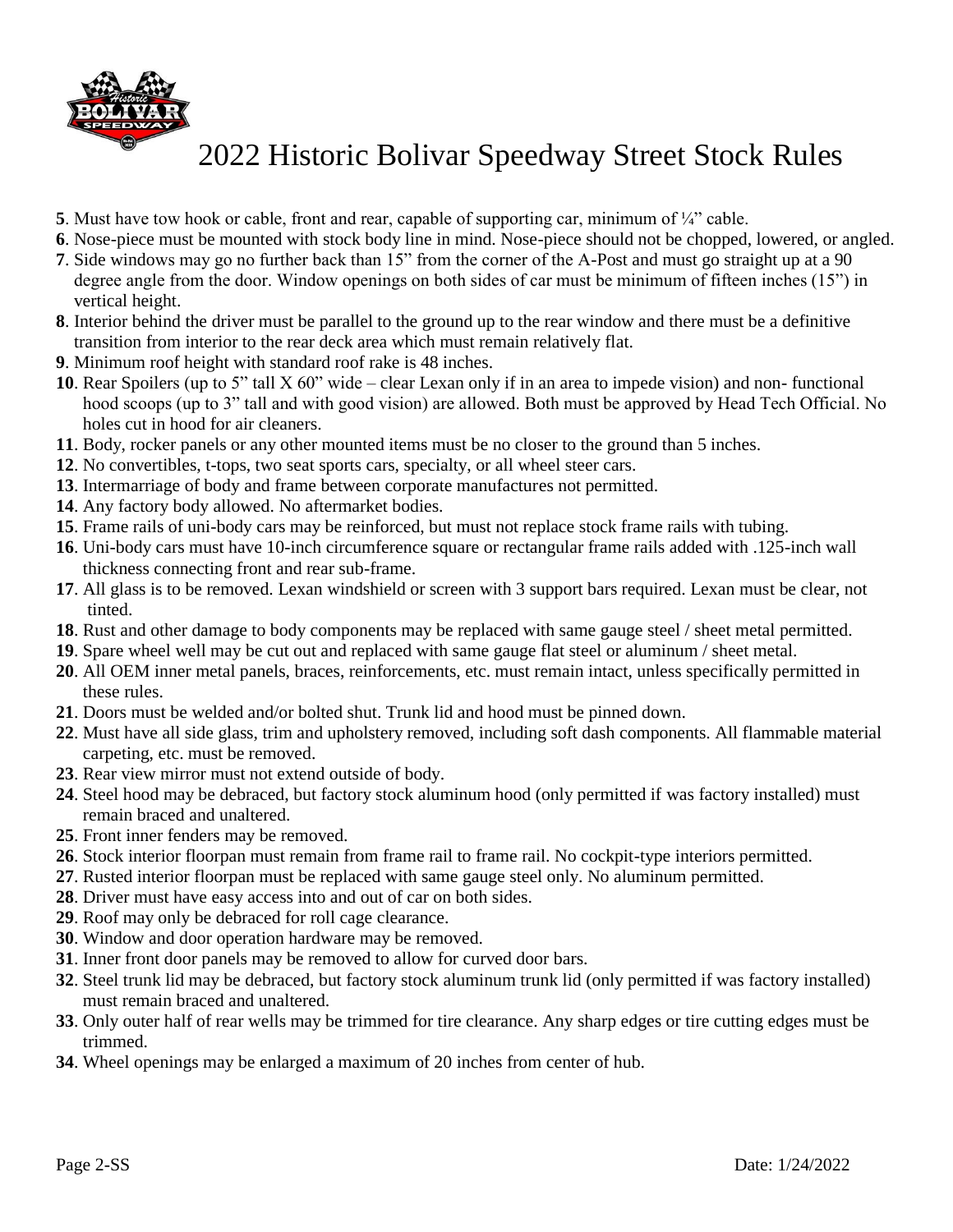# 2022 Historic Bolivar Speedway Street Stock Rules

**5**. Must have tow hook or cable, front and rear, capable of supporting car, minimum of ¼" cable.
**6**. Nose-piece must be mounted with stock body line in mind. Nose-piece should not be chopped, lowered, or angled.
**7**. Side windows may go no further back than 15" from the corner of the A-Post and must go straight up at a 90 degree angle from the door. Window openings on both sides of car must be minimum of fifteen inches (15") in vertical height.
**8**. Interior behind the driver must be parallel to the ground up to the rear window and there must be a definitive transition from interior to the rear deck area which must remain relatively flat.
**9**. Minimum roof height with standard roof rake is 48 inches.
**10**. Rear Spoilers (up to 5" tall X 60" wide – clear Lexan only if in an area to impede vision) and non- functional hood scoops (up to 3" tall and with good vision) are allowed. Both must be approved by Head Tech Official. No holes cut in hood for air cleaners.
**11**. Body, rocker panels or any other mounted items must be no closer to the ground than 5 inches.
**12**. No convertibles, t-tops, two seat sports cars, specialty, or all wheel steer cars.
**13**. Intermarriage of body and frame between corporate manufactures not permitted.
**14**. Any factory body allowed. No aftermarket bodies.
**15**. Frame rails of uni-body cars may be reinforced, but must not replace stock frame rails with tubing.
**16**. Uni-body cars must have 10-inch circumference square or rectangular frame rails added with .125-inch wall thickness connecting front and rear sub-frame.
**17**. All glass is to be removed. Lexan windshield or screen with 3 support bars required. Lexan must be clear, not tinted.
**18**. Rust and other damage to body components may be replaced with same gauge steel / sheet metal permitted.
**19**. Spare wheel well may be cut out and replaced with same gauge flat steel or aluminum / sheet metal.
**20**. All OEM inner metal panels, braces, reinforcements, etc. must remain intact, unless specifically permitted in these rules.
**21**. Doors must be welded and/or bolted shut. Trunk lid and hood must be pinned down.
**22**. Must have all side glass, trim and upholstery removed, including soft dash components. All flammable material carpeting, etc. must be removed.
**23**. Rear view mirror must not extend outside of body.
**24**. Steel hood may be debraced, but factory stock aluminum hood (only permitted if was factory installed) must remain braced and unaltered.
**25**. Front inner fenders may be removed.
**26**. Stock interior floorpan must remain from frame rail to frame rail. No cockpit-type interiors permitted.
**27**. Rusted interior floorpan must be replaced with same gauge steel only. No aluminum permitted.
**28**. Driver must have easy access into and out of car on both sides.
**29**. Roof may only be debraced for roll cage clearance.
**30**. Window and door operation hardware may be removed.
**31**. Inner front door panels may be removed to allow for curved door bars.
**32**. Steel trunk lid may be debraced, but factory stock aluminum trunk lid (only permitted if was factory installed) must remain braced and unaltered.
**33**. Only outer half of rear wells may be trimmed for tire clearance. Any sharp edges or tire cutting edges must be trimmed.
**34**. Wheel openings may be enlarged a maximum of 20 inches from center of hub.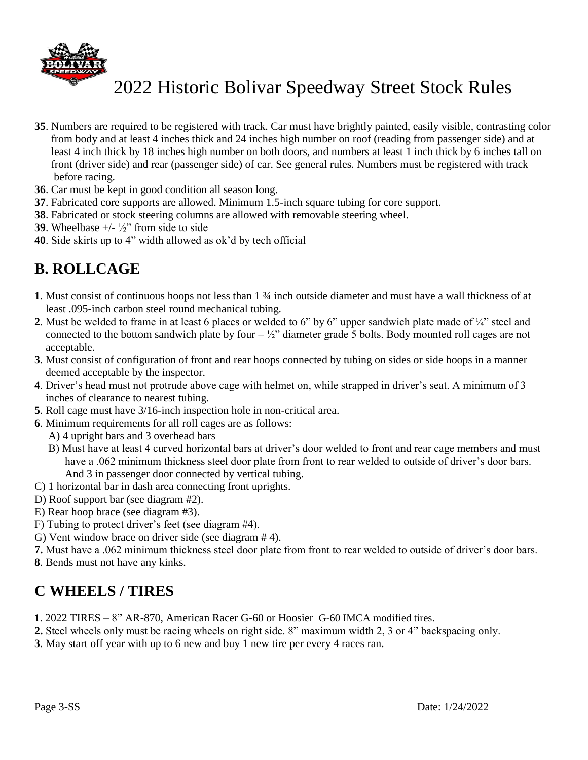# 2022 Historic Bolivar Speedway Street Stock Rules

**35**. Numbers are required to be registered with track. Car must have brightly painted, easily visible, contrasting color from body and at least 4 inches thick and 24 inches high number on roof (reading from passenger side) and at least 4 inch thick by 18 inches high number on both doors, and numbers at least 1 inch thick by 6 inches tall on front (driver side) and rear (passenger side) of car. See general rules. Numbers must be registered with track before racing.

**36**. Car must be kept in good condition all season long.

**37**. Fabricated core supports are allowed. Minimum 1.5-inch square tubing for core support.

**38**. Fabricated or stock steering columns are allowed with removable steering wheel.

**39**. Wheelbase +/- ½" from side to side

**40**. Side skirts up to 4" width allowed as ok'd by tech official

## B. ROLLCAGE

**1**. Must consist of continuous hoops not less than 1 ¾ inch outside diameter and must have a wall thickness of at least .095-inch carbon steel round mechanical tubing.

**2**. Must be welded to frame in at least 6 places or welded to 6" by 6" upper sandwich plate made of ¼" steel and connected to the bottom sandwich plate by four – ½" diameter grade 5 bolts. Body mounted roll cages are not acceptable.

**3**. Must consist of configuration of front and rear hoops connected by tubing on sides or side hoops in a manner deemed acceptable by the inspector.

**4**. Driver's head must not protrude above cage with helmet on, while strapped in driver's seat. A minimum of 3 inches of clearance to nearest tubing.

**5**. Roll cage must have 3/16-inch inspection hole in non-critical area.

**6**. Minimum requirements for all roll cages are as follows:

A) 4 upright bars and 3 overhead bars

B) Must have at least 4 curved horizontal bars at driver's door welded to front and rear cage members and must have a .062 minimum thickness steel door plate from front to rear welded to outside of driver's door bars. And 3 in passenger door connected by vertical tubing.

C) 1 horizontal bar in dash area connecting front uprights.

D) Roof support bar (see diagram #2).

E) Rear hoop brace (see diagram #3).

F) Tubing to protect driver's feet (see diagram #4).

G) Vent window brace on driver side (see diagram # 4).

**7.** Must have a .062 minimum thickness steel door plate from front to rear welded to outside of driver's door bars.

**8**. Bends must not have any kinks.

## C WHEELS / TIRES

**1**. 2022 TIRES – 8" AR-870, American Racer G-60 or Hoosier G-60 IMCA modified tires.

**2.** Steel wheels only must be racing wheels on right side. 8" maximum width 2, 3 or 4" backspacing only.

**3**. May start off year with up to 6 new and buy 1 new tire per every 4 races ran.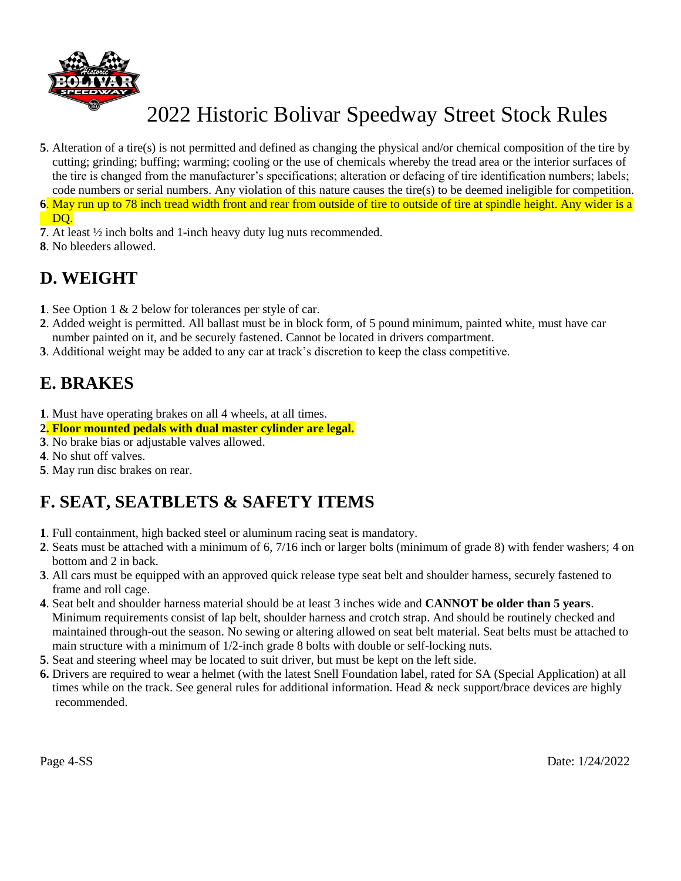# 2022 Historic Bolivar Speedway Street Stock Rules

**5**. Alteration of a tire(s) is not permitted and defined as changing the physical and/or chemical composition of the tire by cutting; grinding; buffing; warming; cooling or the use of chemicals whereby the tread area or the interior surfaces of the tire is changed from the manufacturer's specifications; alteration or defacing of tire identification numbers; labels; code numbers or serial numbers. Any violation of this nature causes the tire(s) to be deemed ineligible for competition.
**6**. May run up to 78 inch tread width front and rear from outside of tire to outside of tire at spindle height. Any wider is a DQ.
**7**. At least ½ inch bolts and 1-inch heavy duty lug nuts recommended.
**8**. No bleeders allowed.

## D. WEIGHT

**1**. See Option 1 & 2 below for tolerances per style of car.
**2**. Added weight is permitted. All ballast must be in block form, of 5 pound minimum, painted white, must have car number painted on it, and be securely fastened. Cannot be located in drivers compartment.
**3**. Additional weight may be added to any car at track's discretion to keep the class competitive.

## E. BRAKES

**1**. Must have operating brakes on all 4 wheels, at all times.
**2. Floor mounted pedals with dual master cylinder are legal.**
**3**. No brake bias or adjustable valves allowed.
**4**. No shut off valves.
**5**. May run disc brakes on rear.

## F. SEAT, SEATBLETS & SAFETY ITEMS

**1**. Full containment, high backed steel or aluminum racing seat is mandatory.
**2**. Seats must be attached with a minimum of 6, 7/16 inch or larger bolts (minimum of grade 8) with fender washers; 4 on bottom and 2 in back.
**3**. All cars must be equipped with an approved quick release type seat belt and shoulder harness, securely fastened to frame and roll cage.
**4**. Seat belt and shoulder harness material should be at least 3 inches wide and **CANNOT be older than 5 years**. Minimum requirements consist of lap belt, shoulder harness and crotch strap. And should be routinely checked and maintained through-out the season. No sewing or altering allowed on seat belt material. Seat belts must be attached to main structure with a minimum of 1/2-inch grade 8 bolts with double or self-locking nuts.
**5**. Seat and steering wheel may be located to suit driver, but must be kept on the left side.
**6.** Drivers are required to wear a helmet (with the latest Snell Foundation label, rated for SA (Special Application) at all times while on the track. See general rules for additional information. Head & neck support/brace devices are highly recommended.

Date: 1/24/2022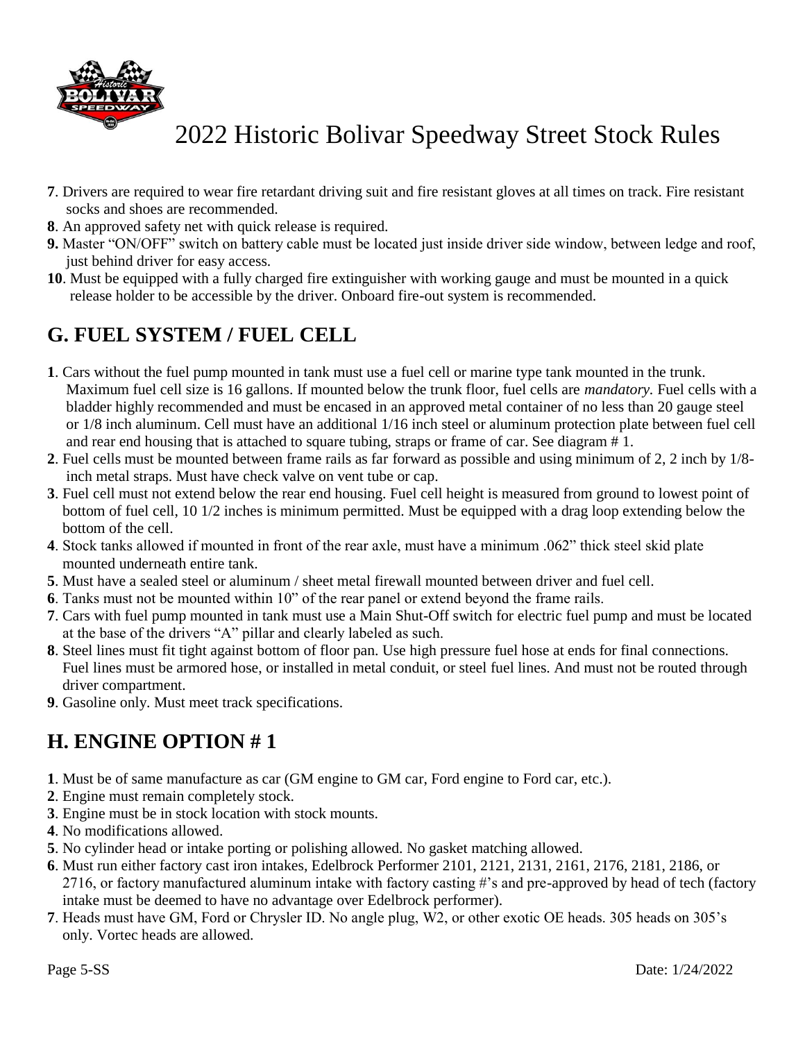**7**. Drivers are required to wear fire retardant driving suit and fire resistant gloves at all times on track. Fire resistant socks and shoes are recommended.

**8**. An approved safety net with quick release is required.

**9.** Master "ON/OFF" switch on battery cable must be located just inside driver side window, between ledge and roof, just behind driver for easy access.

**10**. Must be equipped with a fully charged fire extinguisher with working gauge and must be mounted in a quick release holder to be accessible by the driver. Onboard fire-out system is recommended.

## G. FUEL SYSTEM / FUEL CELL

**1**. Cars without the fuel pump mounted in tank must use a fuel cell or marine type tank mounted in the trunk. Maximum fuel cell size is 16 gallons. If mounted below the trunk floor, fuel cells are *mandatory.* Fuel cells with a bladder highly recommended and must be encased in an approved metal container of no less than 20 gauge steel or 1/8 inch aluminum. Cell must have an additional 1/16 inch steel or aluminum protection plate between fuel cell and rear end housing that is attached to square tubing, straps or frame of car. See diagram # 1.

**2**. Fuel cells must be mounted between frame rails as far forward as possible and using minimum of 2, 2 inch by 1/8-inch metal straps. Must have check valve on vent tube or cap.

**3**. Fuel cell must not extend below the rear end housing. Fuel cell height is measured from ground to lowest point of bottom of fuel cell, 10 1/2 inches is minimum permitted. Must be equipped with a drag loop extending below the bottom of the cell.

**4**. Stock tanks allowed if mounted in front of the rear axle, must have a minimum .062" thick steel skid plate mounted underneath entire tank.

**5**. Must have a sealed steel or aluminum / sheet metal firewall mounted between driver and fuel cell.

**6**. Tanks must not be mounted within 10" of the rear panel or extend beyond the frame rails.

**7**. Cars with fuel pump mounted in tank must use a Main Shut-Off switch for electric fuel pump and must be located at the base of the drivers "A" pillar and clearly labeled as such.

**8**. Steel lines must fit tight against bottom of floor pan. Use high pressure fuel hose at ends for final connections. Fuel lines must be armored hose, or installed in metal conduit, or steel fuel lines. And must not be routed through driver compartment.

**9**. Gasoline only. Must meet track specifications.

## H. ENGINE OPTION # 1

**1**. Must be of same manufacture as car (GM engine to GM car, Ford engine to Ford car, etc.).

**2**. Engine must remain completely stock.

**3**. Engine must be in stock location with stock mounts.

**4**. No modifications allowed.

**5**. No cylinder head or intake porting or polishing allowed. No gasket matching allowed.

**6**. Must run either factory cast iron intakes, Edelbrock Performer 2101, 2121, 2131, 2161, 2176, 2181, 2186, or 2716, or factory manufactured aluminum intake with factory casting #'s and pre-approved by head of tech (factory intake must be deemed to have no advantage over Edelbrock performer).

**7**. Heads must have GM, Ford or Chrysler ID. No angle plug, W2, or other exotic OE heads. 305 heads on 305's only. Vortec heads are allowed.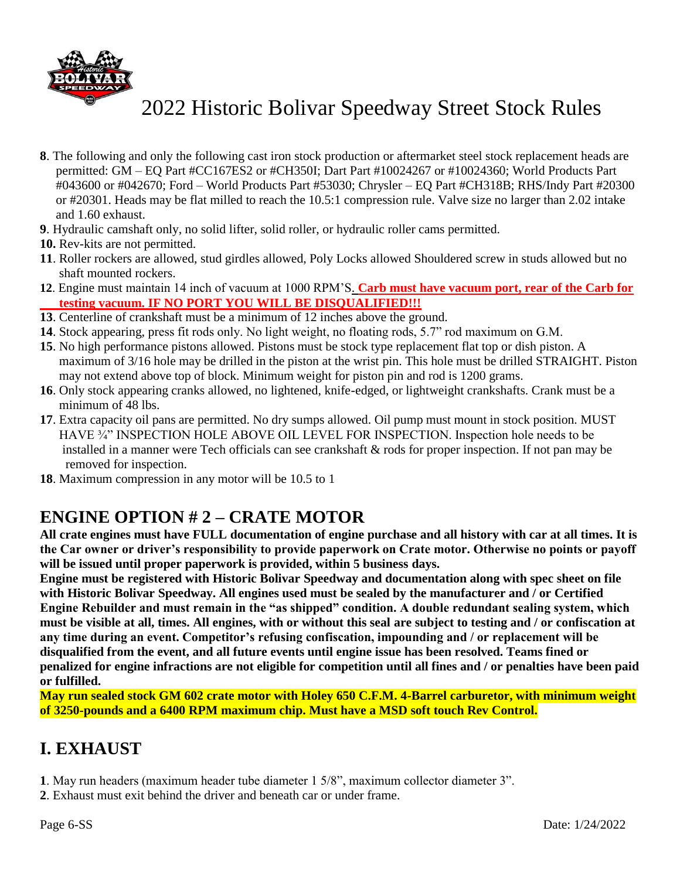# 2022 Historic Bolivar Speedway Street Stock Rules

**8**. The following and only the following cast iron stock production or aftermarket steel stock replacement heads are permitted: GM – EQ Part #CC167ES2 or #CH350I; Dart Part #10024267 or #10024360; World Products Part #043600 or #042670; Ford – World Products Part #53030; Chrysler – EQ Part #CH318B; RHS/Indy Part #20300 or #20301. Heads may be flat milled to reach the 10.5:1 compression rule. Valve size no larger than 2.02 intake and 1.60 exhaust.

**9**. Hydraulic camshaft only, no solid lifter, solid roller, or hydraulic roller cams permitted.

**10.** Rev-kits are not permitted.

**11**. Roller rockers are allowed, stud girdles allowed, Poly Locks allowed Shouldered screw in studs allowed but no shaft mounted rockers.

**12**. Engine must maintain 14 inch of vacuum at 1000 RPM'S. **Carb must have vacuum port, rear of the Carb for testing vacuum. IF NO PORT YOU WILL BE DISQUALIFIED!!!**

**13**. Centerline of crankshaft must be a minimum of 12 inches above the ground.

**14**. Stock appearing, press fit rods only. No light weight, no floating rods, 5.7" rod maximum on G.M.

**15**. No high performance pistons allowed. Pistons must be stock type replacement flat top or dish piston. A maximum of 3/16 hole may be drilled in the piston at the wrist pin. This hole must be drilled STRAIGHT. Piston may not extend above top of block. Minimum weight for piston pin and rod is 1200 grams.

**16**. Only stock appearing cranks allowed, no lightened, knife-edged, or lightweight crankshafts. Crank must be a minimum of 48 lbs.

**17**. Extra capacity oil pans are permitted. No dry sumps allowed. Oil pump must mount in stock position. MUST HAVE ¾" INSPECTION HOLE ABOVE OIL LEVEL FOR INSPECTION. Inspection hole needs to be installed in a manner were Tech officials can see crankshaft & rods for proper inspection. If not pan may be removed for inspection.

**18**. Maximum compression in any motor will be 10.5 to 1

## ENGINE OPTION # 2 – CRATE MOTOR

**All crate engines must have FULL documentation of engine purchase and all history with car at all times. It is the Car owner or driver's responsibility to provide paperwork on Crate motor. Otherwise no points or payoff will be issued until proper paperwork is provided, within 5 business days.**

**Engine must be registered with Historic Bolivar Speedway and documentation along with spec sheet on file with Historic Bolivar Speedway. All engines used must be sealed by the manufacturer and / or Certified Engine Rebuilder and must remain in the "as shipped" condition. A double redundant sealing system, which must be visible at all, times. All engines, with or without this seal are subject to testing and / or confiscation at any time during an event. Competitor's refusing confiscation, impounding and / or replacement will be disqualified from the event, and all future events until engine issue has been resolved. Teams fined or penalized for engine infractions are not eligible for competition until all fines and / or penalties have been paid or fulfilled.**

**May run sealed stock GM 602 crate motor with Holey 650 C.F.M. 4-Barrel carburetor, with minimum weight of 3250-pounds and a 6400 RPM maximum chip. Must have a MSD soft touch Rev Control.**

## I. EXHAUST

**1**. May run headers (maximum header tube diameter 1 5/8", maximum collector diameter 3".

**2**. Exhaust must exit behind the driver and beneath car or under frame.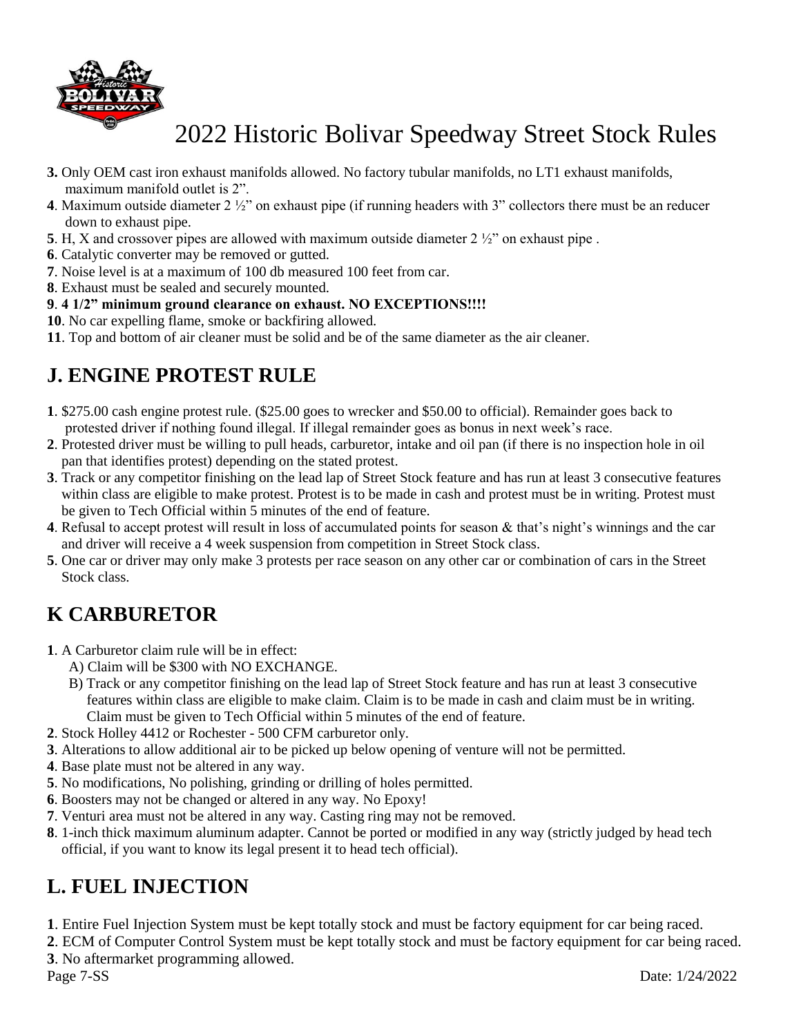# 2022 Historic Bolivar Speedway Street Stock Rules

**3.** Only OEM cast iron exhaust manifolds allowed. No factory tubular manifolds, no LT1 exhaust manifolds, maximum manifold outlet is 2".

**4**. Maximum outside diameter 2 ½" on exhaust pipe (if running headers with 3" collectors there must be an reducer down to exhaust pipe.

**5**. H, X and crossover pipes are allowed with maximum outside diameter 2 ½" on exhaust pipe .

**6**. Catalytic converter may be removed or gutted.

**7**. Noise level is at a maximum of 100 db measured 100 feet from car.

**8**. Exhaust must be sealed and securely mounted.

**9**. **4 1/2" minimum ground clearance on exhaust. NO EXCEPTIONS!!!!**

**10**. No car expelling flame, smoke or backfiring allowed.

**11**. Top and bottom of air cleaner must be solid and be of the same diameter as the air cleaner.

## J. ENGINE PROTEST RULE

**1**. $275.00 cash engine protest rule. ($25.00 goes to wrecker and $50.00 to official). Remainder goes back to protested driver if nothing found illegal. If illegal remainder goes as bonus in next week's race.

**2**. Protested driver must be willing to pull heads, carburetor, intake and oil pan (if there is no inspection hole in oil pan that identifies protest) depending on the stated protest.

**3**. Track or any competitor finishing on the lead lap of Street Stock feature and has run at least 3 consecutive features within class are eligible to make protest. Protest is to be made in cash and protest must be in writing. Protest must be given to Tech Official within 5 minutes of the end of feature.

**4**. Refusal to accept protest will result in loss of accumulated points for season & that's night's winnings and the car and driver will receive a 4 week suspension from competition in Street Stock class.

**5**. One car or driver may only make 3 protests per race season on any other car or combination of cars in the Street Stock class.

## K CARBURETOR

**1**. A Carburetor claim rule will be in effect:

A) Claim will be $300 with NO EXCHANGE.

B) Track or any competitor finishing on the lead lap of Street Stock feature and has run at least 3 consecutive features within class are eligible to make claim. Claim is to be made in cash and claim must be in writing. Claim must be given to Tech Official within 5 minutes of the end of feature.

**2**. Stock Holley 4412 or Rochester - 500 CFM carburetor only.

**3**. Alterations to allow additional air to be picked up below opening of venture will not be permitted.

**4**. Base plate must not be altered in any way.

**5**. No modifications, No polishing, grinding or drilling of holes permitted.

**6**. Boosters may not be changed or altered in any way. No Epoxy!

**7**. Venturi area must not be altered in any way. Casting ring may not be removed.

**8**. 1-inch thick maximum aluminum adapter. Cannot be ported or modified in any way (strictly judged by head tech official, if you want to know its legal present it to head tech official).

## L. FUEL INJECTION

**1**. Entire Fuel Injection System must be kept totally stock and must be factory equipment for car being raced.

**2**. ECM of Computer Control System must be kept totally stock and must be factory equipment for car being raced.

**3**. No aftermarket programming allowed.

Date: 1/24/2022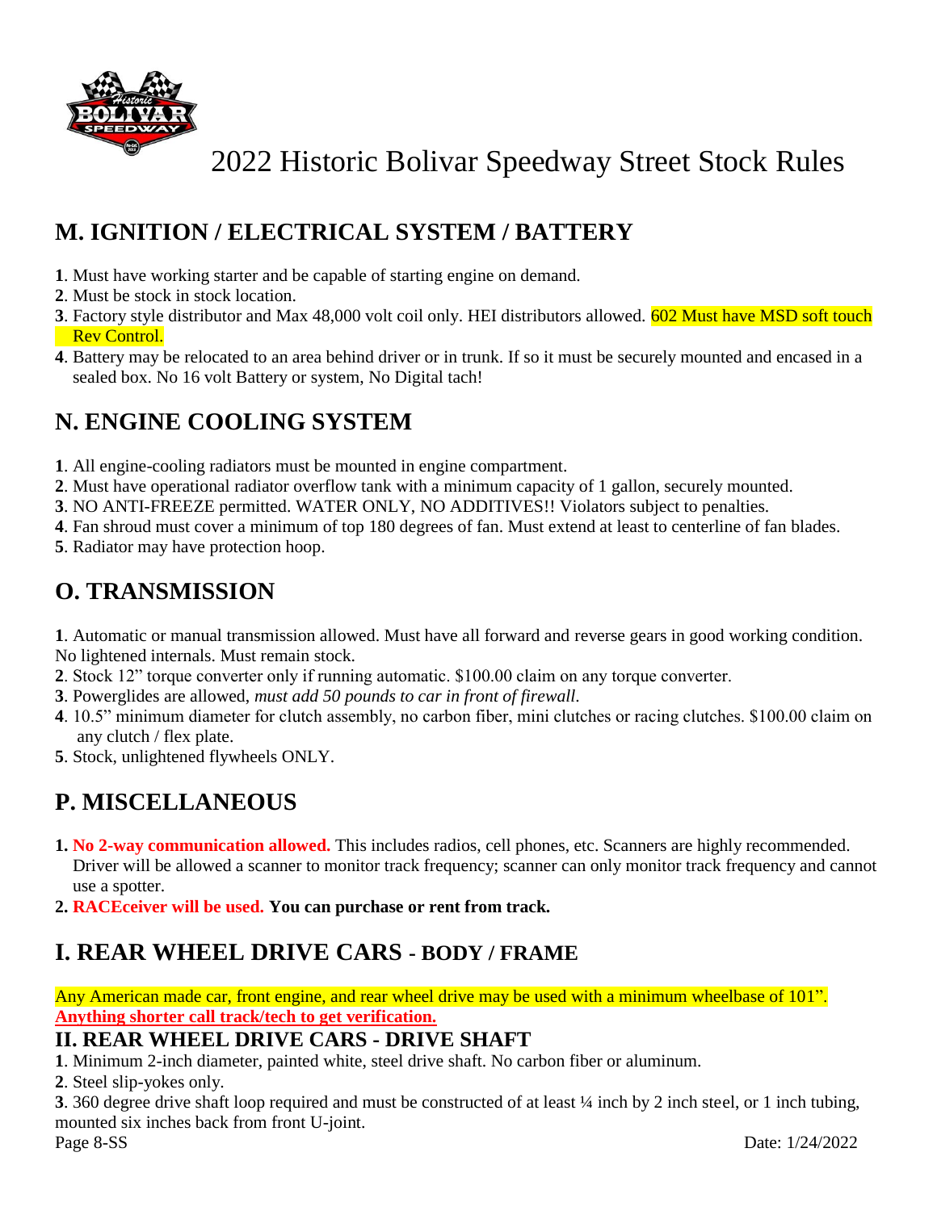# 2022 Historic Bolivar Speedway Street Stock Rules

## M. IGNITION / ELECTRICAL SYSTEM / BATTERY

**1**. Must have working starter and be capable of starting engine on demand.
**2**. Must be stock in stock location.
**3**. Factory style distributor and Max 48,000 volt coil only. HEI distributors allowed. 602 Must have MSD soft touch Rev Control.
**4**. Battery may be relocated to an area behind driver or in trunk. If so it must be securely mounted and encased in a sealed box. No 16 volt Battery or system, No Digital tach!

## N. ENGINE COOLING SYSTEM

**1**. All engine-cooling radiators must be mounted in engine compartment.
**2**. Must have operational radiator overflow tank with a minimum capacity of 1 gallon, securely mounted.
**3**. NO ANTI-FREEZE permitted. WATER ONLY, NO ADDITIVES!! Violators subject to penalties.
**4**. Fan shroud must cover a minimum of top 180 degrees of fan. Must extend at least to centerline of fan blades.
**5**. Radiator may have protection hoop.

## O. TRANSMISSION

**1**. Automatic or manual transmission allowed. Must have all forward and reverse gears in good working condition. No lightened internals. Must remain stock.
**2**. Stock 12" torque converter only if running automatic. $100.00 claim on any torque converter.
**3**. Powerglides are allowed, *must add 50 pounds to car in front of firewall*.
**4**. 10.5" minimum diameter for clutch assembly, no carbon fiber, mini clutches or racing clutches. $100.00 claim on any clutch / flex plate.
**5**. Stock, unlightened flywheels ONLY.

## P. MISCELLANEOUS

**1. No 2-way communication allowed.** This includes radios, cell phones, etc. Scanners are highly recommended. Driver will be allowed a scanner to monitor track frequency; scanner can only monitor track frequency and cannot use a spotter.
**2. RACEceiver will be used. You can purchase or rent from track.**

## I. REAR WHEEL DRIVE CARS - BODY / FRAME

Any American made car, front engine, and rear wheel drive may be used with a minimum wheelbase of 101". **Anything shorter call track/tech to get verification.**

## II. REAR WHEEL DRIVE CARS - DRIVE SHAFT

**1**. Minimum 2-inch diameter, painted white, steel drive shaft. No carbon fiber or aluminum.
**2**. Steel slip-yokes only.
**3**. 360 degree drive shaft loop required and must be constructed of at least ¼ inch by 2 inch steel, or 1 inch tubing, mounted six inches back from front U-joint.

Date: 1/24/2022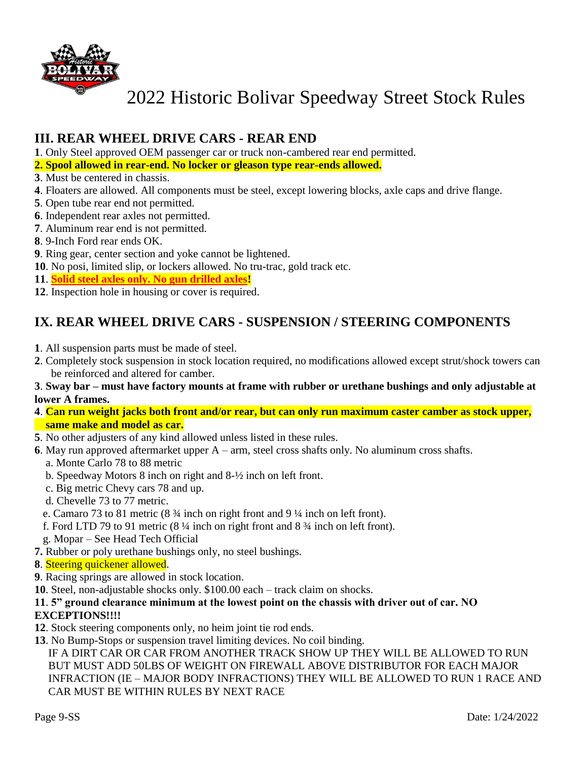# 2022 Historic Bolivar Speedway Street Stock Rules

## III. REAR WHEEL DRIVE CARS - REAR END

**1**. Only Steel approved OEM passenger car or truck non-cambered rear end permitted.
**2. Spool allowed in rear-end. No locker or gleason type rear-ends allowed.**
**3**. Must be centered in chassis.
**4**. Floaters are allowed. All components must be steel, except lowering blocks, axle caps and drive flange.
**5**. Open tube rear end not permitted.
**6**. Independent rear axles not permitted.
**7**. Aluminum rear end is not permitted.
**8**. 9-Inch Ford rear ends OK.
**9**. Ring gear, center section and yoke cannot be lightened.
**10**. No posi, limited slip, or lockers allowed. No tru-trac, gold track etc.
**11**. **Solid steel axles only. No gun drilled axles!**
**12**. Inspection hole in housing or cover is required.

## IX. REAR WHEEL DRIVE CARS - SUSPENSION / STEERING COMPONENTS

**1**. All suspension parts must be made of steel.
**2**. Completely stock suspension in stock location required, no modifications allowed except strut/shock towers can be reinforced and altered for camber.
**3**. **Sway bar – must have factory mounts at frame with rubber or urethane bushings and only adjustable at lower A frames.**
**4**. **Can run weight jacks both front and/or rear, but can only run maximum caster camber as stock upper, same make and model as car.**
**5**. No other adjusters of any kind allowed unless listed in these rules.
**6**. May run approved aftermarket upper A – arm, steel cross shafts only. No aluminum cross shafts.
  a. Monte Carlo 78 to 88 metric
  b. Speedway Motors 8 inch on right and 8-½ inch on left front.
  c. Big metric Chevy cars 78 and up.
  d. Chevelle 73 to 77 metric.
  e. Camaro 73 to 81 metric (8 ¾ inch on right front and 9 ¼ inch on left front).
  f. Ford LTD 79 to 91 metric (8 ¼ inch on right front and 8 ¾ inch on left front).
  g. Mopar – See Head Tech Official
**7.** Rubber or poly urethane bushings only, no steel bushings.
**8**. Steering quickener allowed.
**9**. Racing springs are allowed in stock location.
**10**. Steel, non-adjustable shocks only. $100.00 each – track claim on shocks.
**11**. **5" ground clearance minimum at the lowest point on the chassis with driver out of car. NO EXCEPTIONS!!!!**
**12**. Stock steering components only, no heim joint tie rod ends.
**13**. No Bump-Stops or suspension travel limiting devices. No coil binding.
IF A DIRT CAR OR CAR FROM ANOTHER TRACK SHOW UP THEY WILL BE ALLOWED TO RUN BUT MUST ADD 50LBS OF WEIGHT ON FIREWALL ABOVE DISTRIBUTOR FOR EACH MAJOR INFRACTION (IE – MAJOR BODY INFRACTIONS) THEY WILL BE ALLOWED TO RUN 1 RACE AND CAR MUST BE WITHIN RULES BY NEXT RACE

Date: 1/24/2022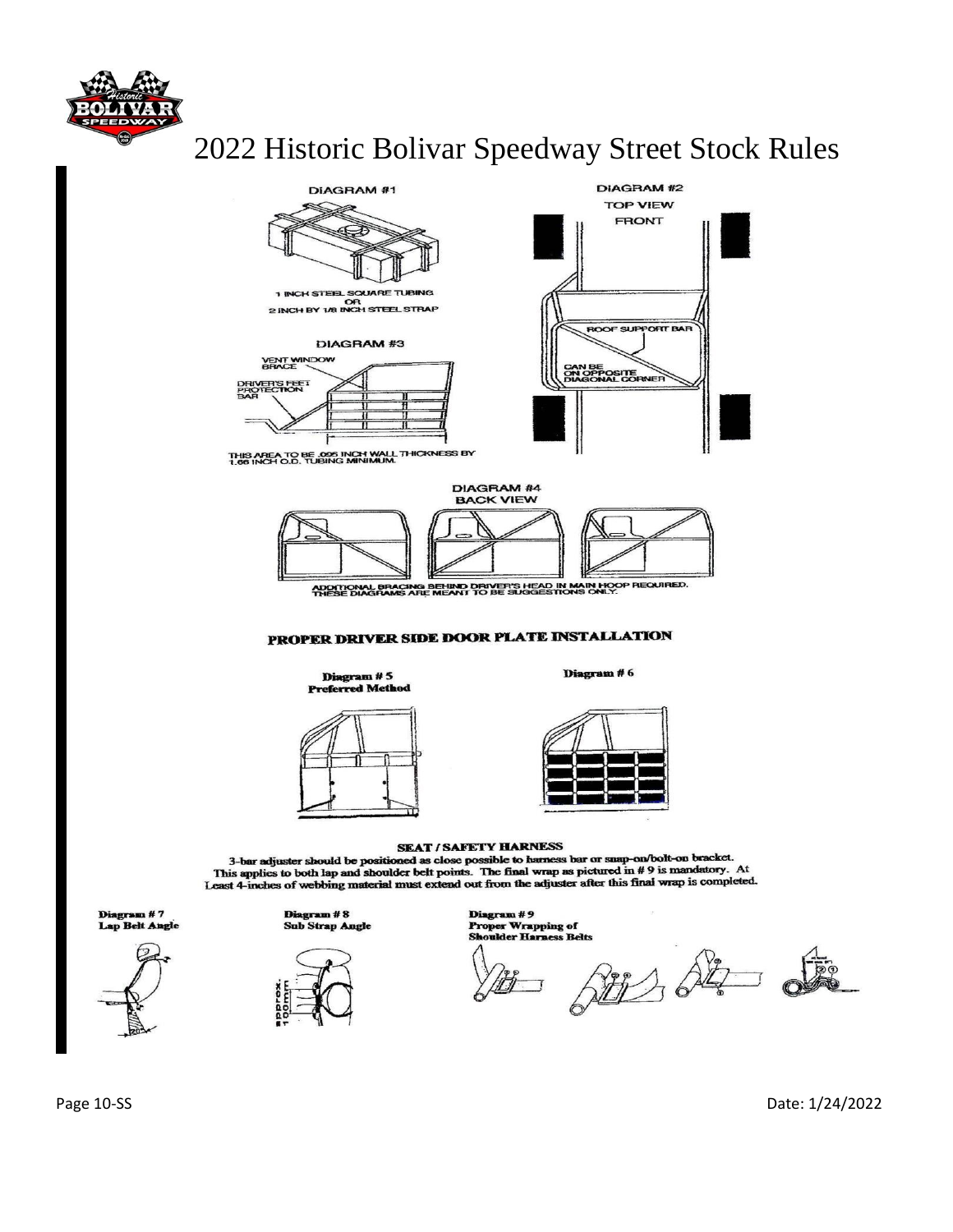# 2022 Historic Bolivar Speedway Street Stock Rules

DIAGRAM #1

1 INCH STEEL SQUARE TUBING
OR
2 INCH BY 1/8 INCH STEEL STRAP

DIAGRAM #2
TOP VIEW
FRONT

ROOF SUPPORT BAR

CAN BE
ON OPPOSITE
DIAGONAL CORNER

DIAGRAM #3

VENT WINDOW
BRACE

DRIVER'S FEET
PROTECTION
BAR

THIS AREA TO BE .095 INCH WALL THICKNESS BY 1.66 INCH O.D. TUBING MINIMUM.

DIAGRAM #4
BACK VIEW

ADDITIONAL BRACING BEHIND DRIVER'S HEAD IN MAIN HOOP REQUIRED.
THESE DIAGRAMS ARE MEANT TO BE SUGGESTIONS ONLY.

## PROPER DRIVER SIDE DOOR PLATE INSTALLATION

**Diagram # 5**
**Preferred Method**

**Diagram # 6**

### SEAT / SAFETY HARNESS

3-bar adjuster should be positioned as close possible to harness bar or snap-on/bolt-on bracket. This applies to both lap and shoulder belt points. The final wrap as pictured in # 9 is mandatory. At Least 4-inches of webbing material must extend out from the adjuster after this final wrap is completed.

**Diagram # 7**
**Lap Belt Angle**

**Diagram # 8**
**Sub Strap Angle**

approx. 10mm

**Diagram # 9**
**Proper Wrapping of Shoulder Harness Belts**